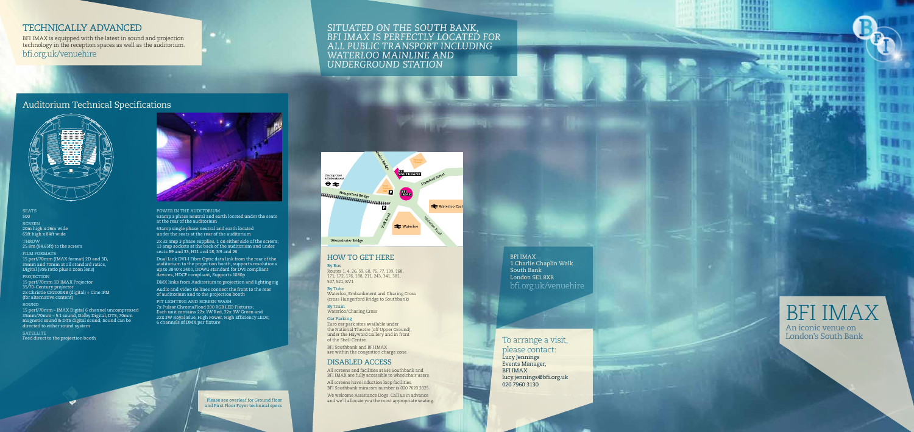## TECHNICALLY ADVANCED

BFI IMAX is equipped with the latest in sound and projection technology in the reception spaces as well as the auditorium.

bfi.org.uk/venuehire

*SITUATED ON THE SOUTH BANK, BFI IMAX IS PERFECTLY LOCATED FOR ALL PUBLIC TRANSPORT INCLUDING WATERLOO MAINLINE AND UNDERGROUND STATION*

## Auditorium Technical Specifications

SEATS
500

SCREEN
20m high x 26m wide
65ft high x 84ft wide

THROW
25.8m (84.65ft) to the screen

FILM FORMATS
15 perf/70mm (IMAX format) 2D and 3D, 35mm and 70mm at all standard ratios, Digital (9x6 ratio plus a zoon lens)

PROJECTION
15 perf/70mm 3D IMAX Projector
35/70 Century projector
2x Christie CP2000XB (digital) + Cine IPM (for alternative content)

SOUND
15 perf/70mm – IMAX Digital 6 channel uncompressed 35mm/70mm – 5.1 sound, Dolby Digital, DTS, 70mm magnetic sound & DTS digital sound, Sound can be directed to either sound system

SATELLITE
Feed direct to the projection booth

POWER IN THE AUDITORIUM
63amp 3 phase neutral and earth located under the seats at the rear of the auditorium

63amp single phase neutral and earth located under the seats at the rear of the auditorium

2x 32 amp 3 phase supplies, 1 on either side of the screen; 13 amp sockets at the back of the auditorium and under seats B9 and 33, H11 and 28, N9 and 26

Dual Link DVI-I Fibre Optic data link from the rear of the auditorium to the projection booth, supports resolutions up to 3840 x 2400, DDWG standard for DVI compliant devices, HDCP compliant, Supports 1080p

DMX links from Auditorium to projection and lighting rig

Audio and Video tie lines connect the front to the rear of auditorium and to the projection booth

PIT LIGHTING AND SCREEN WASH
7x Pulsar ChromaFlood 200 RGB LED Fixtures; Each unit contains 22x 1W Red, 22x 3W Green and 22x 3W Royal Blue, High Power, High Efficiency LEDs; 6 channels of DMX per fixture

Please see overleaf for Ground floor and First Floor Foyer technical specs

## HOW TO GET HERE

**By Bus**
Routes 1, 4, 26, 59, 68, 76, 77, 139, 168, 171, 172, 176, 188, 211, 243, 341, 381, 507, 521, RV1

**By Tube**
Waterloo, Embankment and Charing Cross (cross Hungerford Bridge to Southbank)

**By Train**
Waterloo/Charing Cross

**Car Parking**
Euro car park sites available under the National Theatre (off Upper Ground), under the Hayward Gallery and in front of the Shell Centre.

BFI Southbank and BFI IMAX are within the congestion charge zone.

## DISABLED ACCESS

All screens and facilities at BFI Southbank and BFI IMAX are fully accessible to wheelchair users.

All screens have induction loop facilities. BFI Southbank minicom number is 020 7620 2025.

We welcome Assistance Dogs. Call us in advance and we'll allocate you the most appropriate seating.

BFI IMAX
1 Charlie Chaplin Walk
South Bank
London SE1 8XR
bfi.org.uk/venuehire

To arrange a visit, please contact:
Lucy Jennings
Events Manager,
BFI IMAX
lucy.jennings@bfi.org.uk
020 7960 3130

# BFI IMAX

An iconic venue on London's South Bank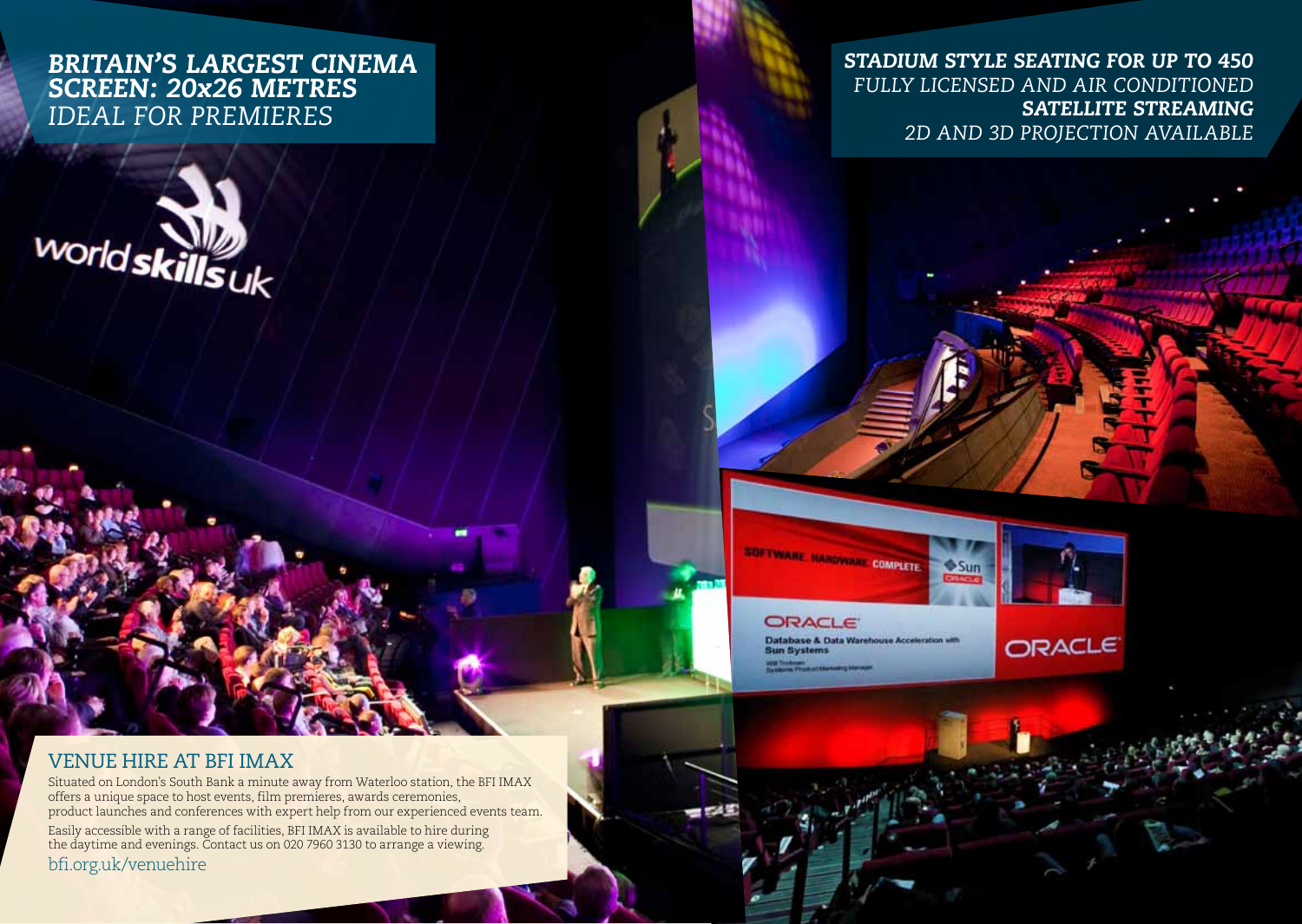***BRITAIN'S LARGEST CINEMA SCREEN: 20x26 METRES***
*IDEAL FOR PREMIERES*

***STADIUM STYLE SEATING FOR UP TO 450***
*FULLY LICENSED AND AIR CONDITIONED*
***SATELLITE STREAMING***
*2D AND 3D PROJECTION AVAILABLE*

## VENUE HIRE AT BFI IMAX

Situated on London's South Bank a minute away from Waterloo station, the BFI IMAX offers a unique space to host events, film premieres, awards ceremonies, product launches and conferences with expert help from our experienced events team.

Easily accessible with a range of facilities, BFI IMAX is available to hire during the daytime and evenings. Contact us on 020 7960 3130 to arrange a viewing.

bfi.org.uk/venuehire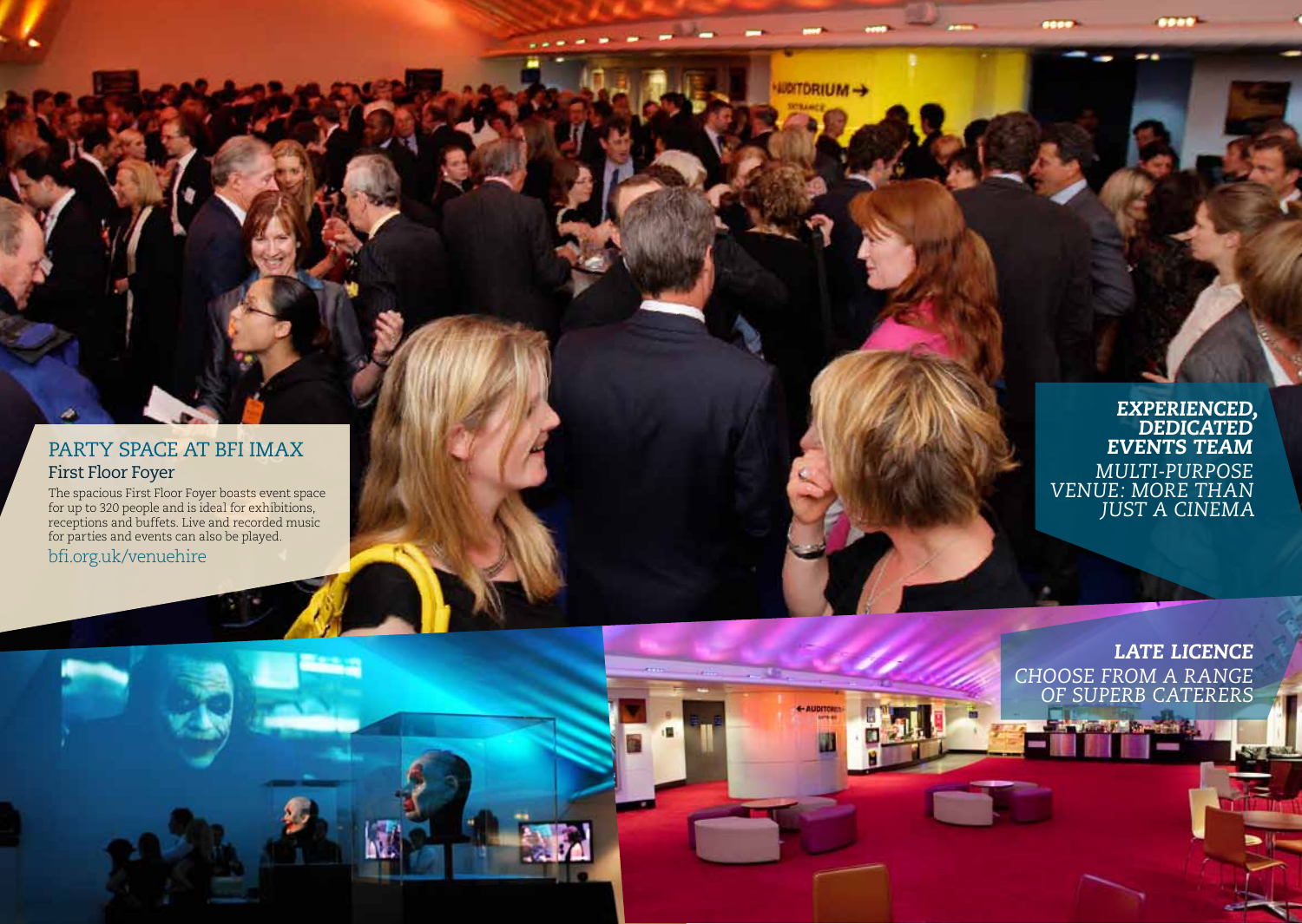## PARTY SPACE AT BFI IMAX

### First Floor Foyer

The spacious First Floor Foyer boasts event space for up to 320 people and is ideal for exhibitions, receptions and buffets. Live and recorded music for parties and events can also be played.

bfi.org.uk/venuehire

***EXPERIENCED, DEDICATED EVENTS TEAM***

*MULTI-PURPOSE VENUE: MORE THAN JUST A CINEMA*

***LATE LICENCE***

*CHOOSE FROM A RANGE OF SUPERB CATERERS*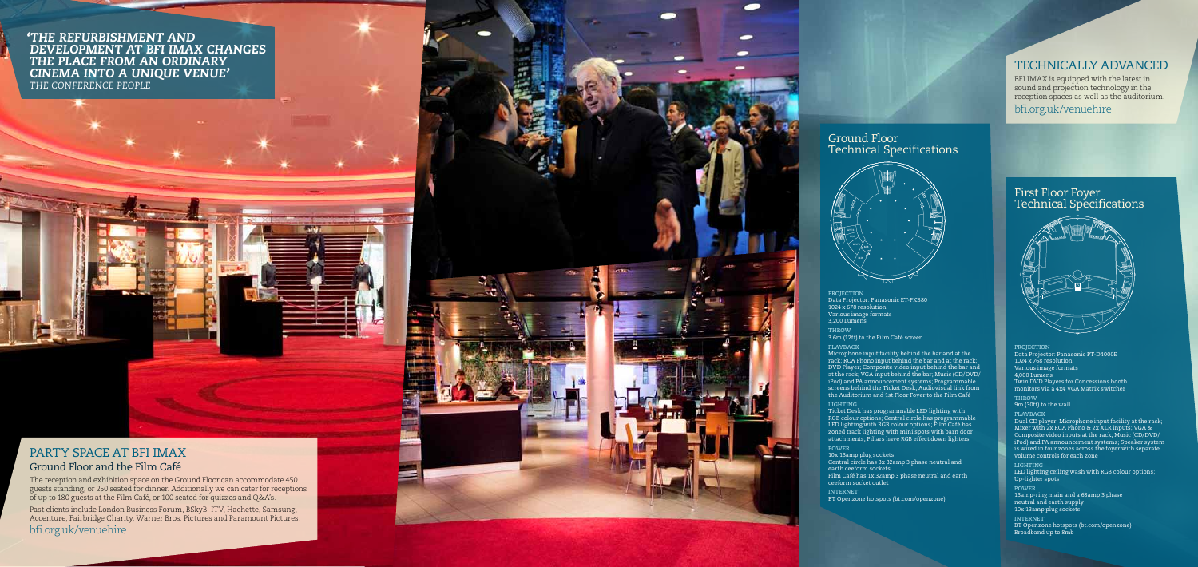*'THE REFURBISHMENT AND DEVELOPMENT AT BFI IMAX CHANGES THE PLACE FROM AN ORDINARY CINEMA INTO A UNIQUE VENUE'*
*THE CONFERENCE PEOPLE*

## PARTY SPACE AT BFI IMAX

### Ground Floor and the Film Café

The reception and exhibition space on the Ground Floor can accommodate 450 guests standing, or 250 seated for dinner. Additionally we can cater for receptions of up to 180 guests at the Film Café, or 100 seated for quizzes and Q&A's.

Past clients include London Business Forum, BSkyB, ITV, Hachette, Samsung, Accenture, Fairbridge Charity, Warner Bros. Pictures and Paramount Pictures.

bfi.org.uk/venuehire

## Ground Floor Technical Specifications

PROJECTION
Data Projector: Panasonic ET-PKB80
1024 x 678 resolution
Various image formats
3,200 Lumens

THROW
3.6m (12ft) to the Film Café screen

PLAYBACK
Microphone input facility behind the bar and at the rack; RCA Phono input behind the bar and at the rack; DVD Player; Composite video input behind the bar and at the rack; VGA input behind the bar; Music (CD/DVD/iPod) and PA announcement systems; Programmable screens behind the Ticket Desk; Audiovisual link from the Auditorium and 1st Floor Foyer to the Film Café

LIGHTING
Ticket Desk has programmable LED lighting with RGB colour options; Central circle has programmable LED lighting with RGB colour options; Film Café has zoned track lighting with mini spots with barn door attachments; Pillars have RGB effect down lighters

POWER
10x 13amp plug sockets
Central circle has 3x 32amp 3 phase neutral and earth ceeform sockets
Film Café has 1x 32amp 3 phase neutral and earth ceeform socket outlet

INTERNET
BT Openzone hotspots (bt.com/openzone)

## TECHNICALLY ADVANCED

BFI IMAX is equipped with the latest in sound and projection technology in the reception spaces as well as the auditorium.

bfi.org.uk/venuehire

## First Floor Foyer Technical Specifications

PROJECTION
Data Projector: Panasonic PT-D4000E
1024 x 768 resolution
Various image formats
4,000 Lumens
Twin DVD Players for Concessions booth monitors via a 4x4 VGA Matrix switcher

THROW
9m (30ft) to the wall

PLAYBACK
Dual CD player; Microphone input facility at the rack; Mixer with 2x RCA Phono & 2x XLR inputs; VGA & Composite video inputs at the rack; Music (CD/DVD/iPod) and PA announcement systems; Speaker system is wired in four zones across the foyer with separate volume controls for each zone

LIGHTING
LED lighting ceiling wash with RGB colour options; Up-lighter spots

POWER
13amp-ring main and a 63amp 3 phase neutral and earth supply
10x 13amp plug sockets

INTERNET
BT Openzone hotspots (bt.com/openzone)
Broadband up to 8mb